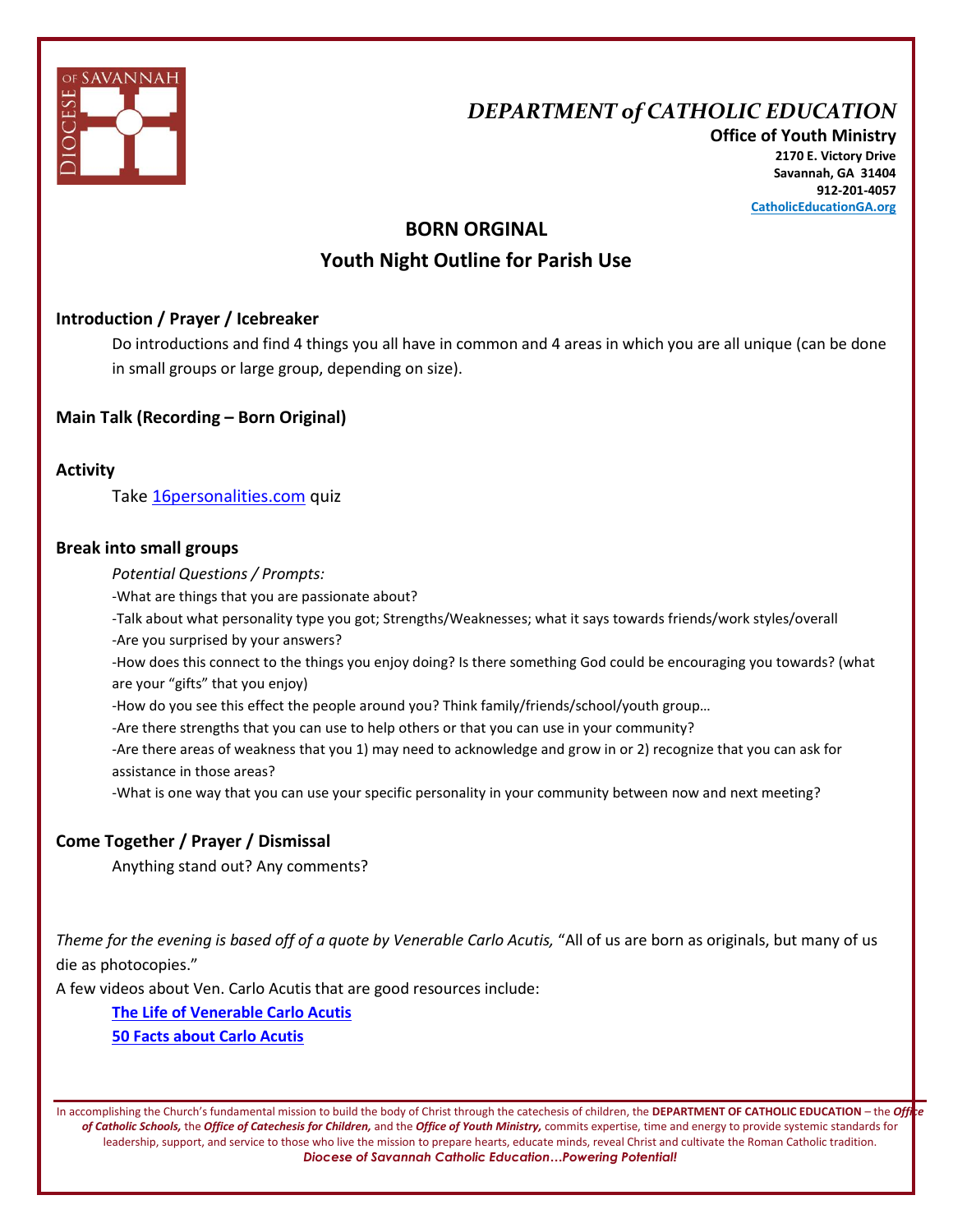# DEPARTMENT of CATHOLIC EDUCATION

**Office of Youth Ministry**
**2170 E. Victory Drive**
**Savannah, GA 31404**
**912-201-4057**
**CatholicEducationGA.org**

## BORN ORGINAL

## Youth Night Outline for Parish Use

### Introduction / Prayer / Icebreaker

Do introductions and find 4 things you all have in common and 4 areas in which you are all unique (can be done in small groups or large group, depending on size).

### Main Talk (Recording – Born Original)

### Activity

Take 16personalities.com quiz

### Break into small groups

*Potential Questions / Prompts:*

-What are things that you are passionate about?
-Talk about what personality type you got; Strengths/Weaknesses; what it says towards friends/work styles/overall
-Are you surprised by your answers?
-How does this connect to the things you enjoy doing? Is there something God could be encouraging you towards? (what are your "gifts" that you enjoy)
-How do you see this effect the people around you? Think family/friends/school/youth group…
-Are there strengths that you can use to help others or that you can use in your community?
-Are there areas of weakness that you 1) may need to acknowledge and grow in or 2) recognize that you can ask for assistance in those areas?
-What is one way that you can use your specific personality in your community between now and next meeting?

### Come Together / Prayer / Dismissal

Anything stand out? Any comments?

*Theme for the evening is based off of a quote by Venerable Carlo Acutis,* "All of us are born as originals, but many of us die as photocopies."

A few videos about Ven. Carlo Acutis that are good resources include:

**The Life of Venerable Carlo Acutis**
**50 Facts about Carlo Acutis**

In accomplishing the Church's fundamental mission to build the body of Christ through the catechesis of children, the **DEPARTMENT OF CATHOLIC EDUCATION** – the ***Office of Catholic Schools,*** the ***Office of Catechesis for Children,*** and the ***Office of Youth Ministry,*** commits expertise, time and energy to provide systemic standards for leadership, support, and service to those who live the mission to prepare hearts, educate minds, reveal Christ and cultivate the Roman Catholic tradition.
***Diocese of Savannah Catholic Education…Powering Potential!***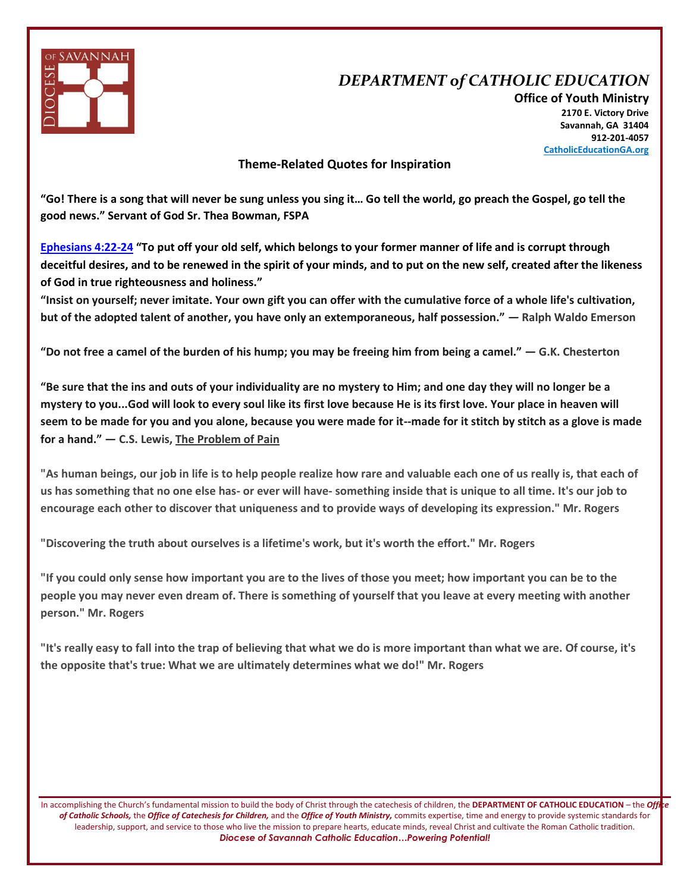# DEPARTMENT of CATHOLIC EDUCATION

**Office of Youth Ministry**
**2170 E. Victory Drive**
**Savannah, GA 31404**
**912-201-4057**
**CatholicEducationGA.org**

## Theme-Related Quotes for Inspiration

**"Go! There is a song that will never be sung unless you sing it… Go tell the world, go preach the Gospel, go tell the good news." Servant of God Sr. Thea Bowman, FSPA**

**Ephesians 4:22-24 "To put off your old self, which belongs to your former manner of life and is corrupt through deceitful desires, and to be renewed in the spirit of your minds, and to put on the new self, created after the likeness of God in true righteousness and holiness."**

**"Insist on yourself; never imitate. Your own gift you can offer with the cumulative force of a whole life's cultivation, but of the adopted talent of another, you have only an extemporaneous, half possession." — Ralph Waldo Emerson**

**"Do not free a camel of the burden of his hump; you may be freeing him from being a camel." — G.K. Chesterton**

**"Be sure that the ins and outs of your individuality are no mystery to Him; and one day they will no longer be a mystery to you...God will look to every soul like its first love because He is its first love. Your place in heaven will seem to be made for you and you alone, because you were made for it--made for it stitch by stitch as a glove is made for a hand." — C.S. Lewis, The Problem of Pain**

**"As human beings, our job in life is to help people realize how rare and valuable each one of us really is, that each of us has something that no one else has- or ever will have- something inside that is unique to all time. It's our job to encourage each other to discover that uniqueness and to provide ways of developing its expression." Mr. Rogers**

**"Discovering the truth about ourselves is a lifetime's work, but it's worth the effort." Mr. Rogers**

**"If you could only sense how important you are to the lives of those you meet; how important you can be to the people you may never even dream of. There is something of yourself that you leave at every meeting with another person." Mr. Rogers**

**"It's really easy to fall into the trap of believing that what we do is more important than what we are. Of course, it's the opposite that's true: What we are ultimately determines what we do!" Mr. Rogers**

In accomplishing the Church's fundamental mission to build the body of Christ through the catechesis of children, the **DEPARTMENT OF CATHOLIC EDUCATION** – the ***Office of Catholic Schools,*** the ***Office of Catechesis for Children,*** and the ***Office of Youth Ministry,*** commits expertise, time and energy to provide systemic standards for leadership, support, and service to those who live the mission to prepare hearts, educate minds, reveal Christ and cultivate the Roman Catholic tradition.
***Diocese of Savannah Catholic Education…Powering Potential!***